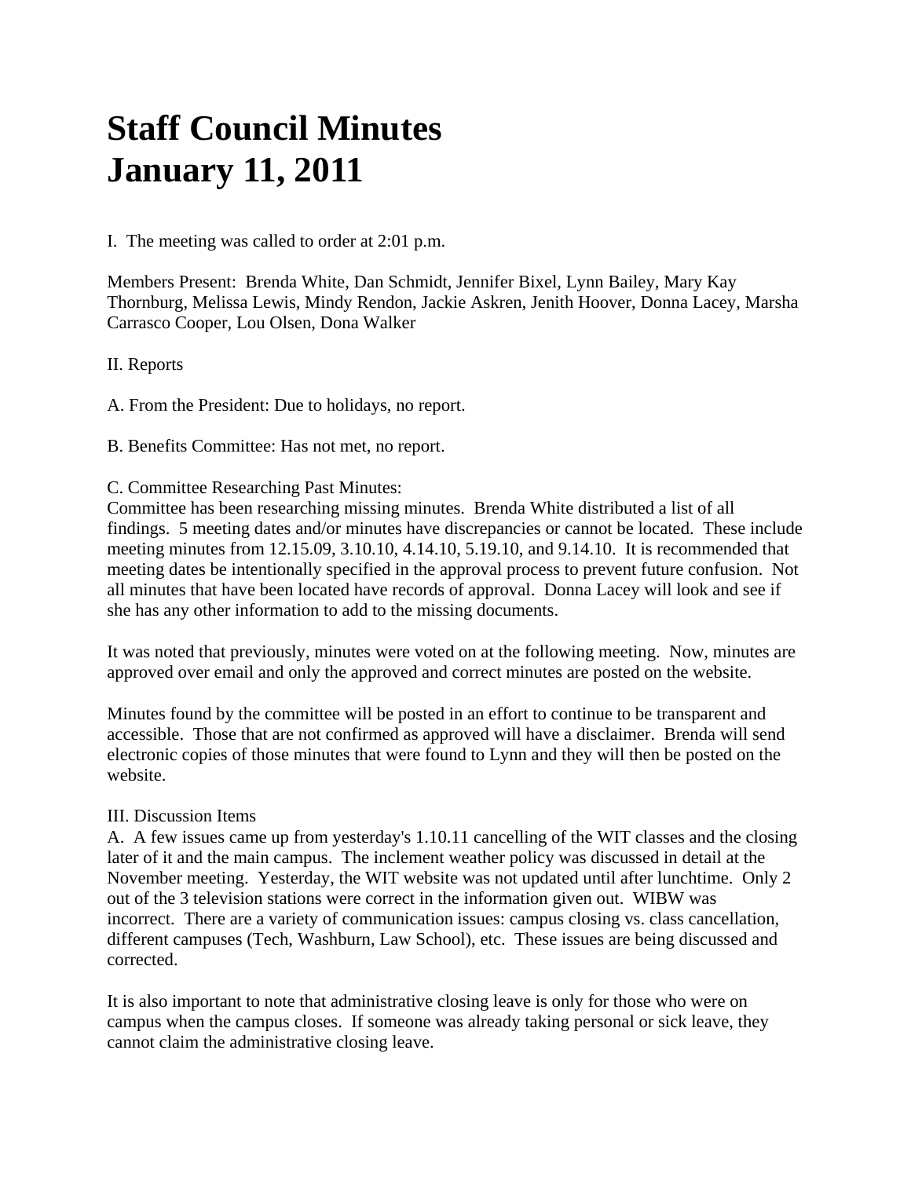# Staff Council Minutes
# January 11, 2011

I. The meeting was called to order at 2:01 p.m.

Members Present: Brenda White, Dan Schmidt, Jennifer Bixel, Lynn Bailey, Mary Kay Thornburg, Melissa Lewis, Mindy Rendon, Jackie Askren, Jenith Hoover, Donna Lacey, Marsha Carrasco Cooper, Lou Olsen, Dona Walker

II. Reports

A. From the President: Due to holidays, no report.

B. Benefits Committee: Has not met, no report.

C. Committee Researching Past Minutes:
Committee has been researching missing minutes. Brenda White distributed a list of all findings. 5 meeting dates and/or minutes have discrepancies or cannot be located. These include meeting minutes from 12.15.09, 3.10.10, 4.14.10, 5.19.10, and 9.14.10. It is recommended that meeting dates be intentionally specified in the approval process to prevent future confusion. Not all minutes that have been located have records of approval. Donna Lacey will look and see if she has any other information to add to the missing documents.

It was noted that previously, minutes were voted on at the following meeting. Now, minutes are approved over email and only the approved and correct minutes are posted on the website.

Minutes found by the committee will be posted in an effort to continue to be transparent and accessible. Those that are not confirmed as approved will have a disclaimer. Brenda will send electronic copies of those minutes that were found to Lynn and they will then be posted on the website.

III. Discussion Items
A. A few issues came up from yesterday's 1.10.11 cancelling of the WIT classes and the closing later of it and the main campus. The inclement weather policy was discussed in detail at the November meeting. Yesterday, the WIT website was not updated until after lunchtime. Only 2 out of the 3 television stations were correct in the information given out. WIBW was incorrect. There are a variety of communication issues: campus closing vs. class cancellation, different campuses (Tech, Washburn, Law School), etc. These issues are being discussed and corrected.

It is also important to note that administrative closing leave is only for those who were on campus when the campus closes. If someone was already taking personal or sick leave, they cannot claim the administrative closing leave.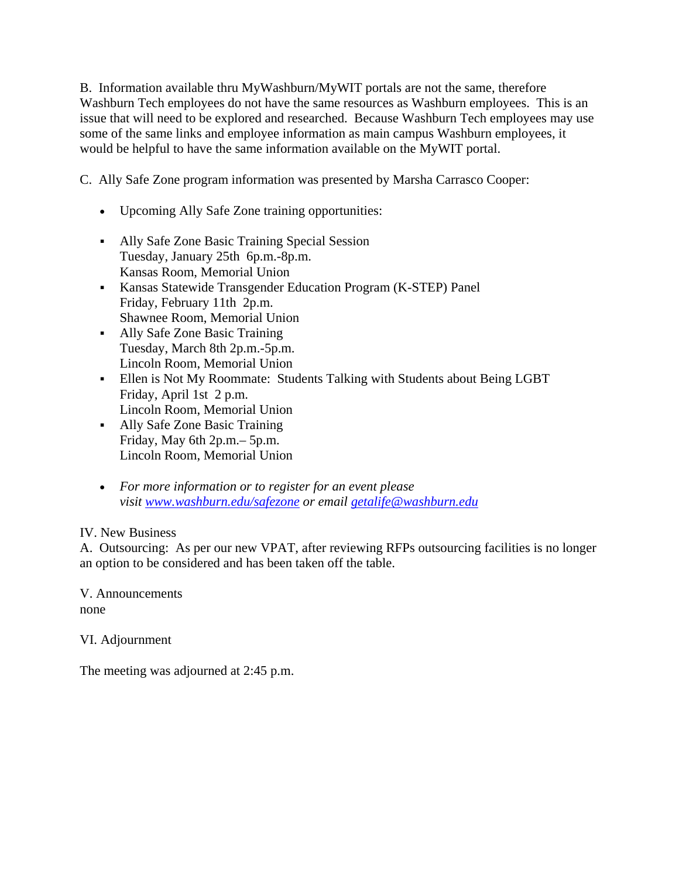B. Information available thru MyWashburn/MyWIT portals are not the same, therefore Washburn Tech employees do not have the same resources as Washburn employees. This is an issue that will need to be explored and researched. Because Washburn Tech employees may use some of the same links and employee information as main campus Washburn employees, it would be helpful to have the same information available on the MyWIT portal.

C. Ally Safe Zone program information was presented by Marsha Carrasco Cooper:

- Upcoming Ally Safe Zone training opportunities:
  - Ally Safe Zone Basic Training Special Session  
    Tuesday, January 25th 6p.m.-8p.m.  
    Kansas Room, Memorial Union
  - Kansas Statewide Transgender Education Program (K-STEP) Panel  
    Friday, February 11th 2p.m.  
    Shawnee Room, Memorial Union
  - Ally Safe Zone Basic Training  
    Tuesday, March 8th 2p.m.-5p.m.  
    Lincoln Room, Memorial Union
  - Ellen is Not My Roommate: Students Talking with Students about Being LGBT  
    Friday, April 1st 2 p.m.  
    Lincoln Room, Memorial Union
  - Ally Safe Zone Basic Training  
    Friday, May 6th 2p.m.– 5p.m.  
    Lincoln Room, Memorial Union
- *For more information or to register for an event please visit [www.washburn.edu/safezone](http://www.washburn.edu/safezone) or email [getalife@washburn.edu](mailto:getalife@washburn.edu)*

IV. New Business

A. Outsourcing: As per our new VPAT, after reviewing RFPs outsourcing facilities is no longer an option to be considered and has been taken off the table.

V. Announcements

none

VI. Adjournment

The meeting was adjourned at 2:45 p.m.